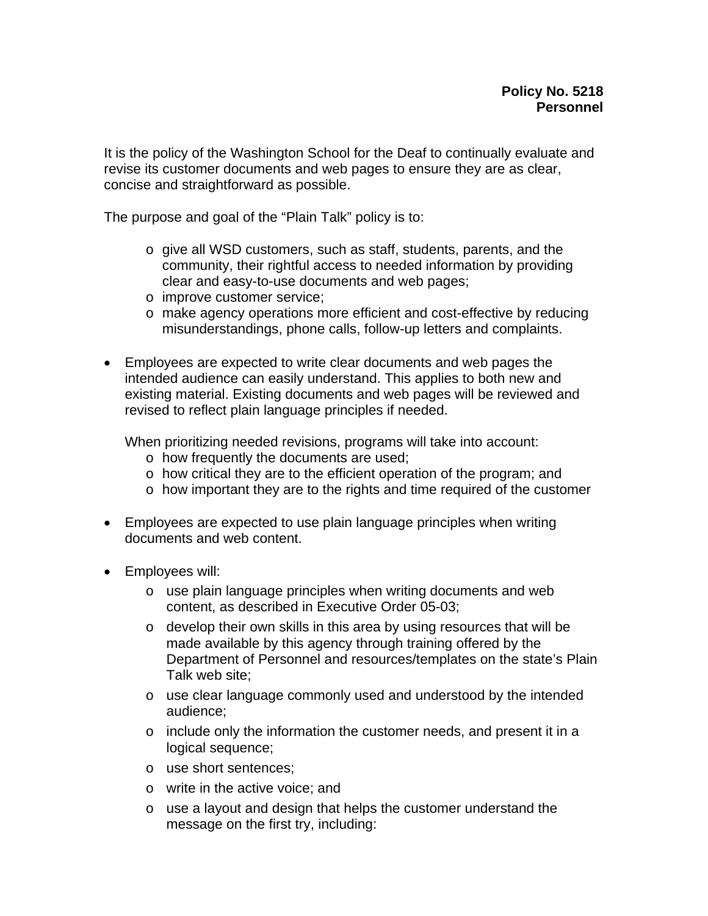**Policy No. 5218**
**Personnel**

It is the policy of the Washington School for the Deaf to continually evaluate and revise its customer documents and web pages to ensure they are as clear, concise and straightforward as possible.

The purpose and goal of the "Plain Talk" policy is to:

- give all WSD customers, such as staff, students, parents, and the community, their rightful access to needed information by providing clear and easy-to-use documents and web pages;
- improve customer service;
- make agency operations more efficient and cost-effective by reducing misunderstandings, phone calls, follow-up letters and complaints.

- Employees are expected to write clear documents and web pages the intended audience can easily understand. This applies to both new and existing material. Existing documents and web pages will be reviewed and revised to reflect plain language principles if needed.

  When prioritizing needed revisions, programs will take into account:
  - how frequently the documents are used;
  - how critical they are to the efficient operation of the program; and
  - how important they are to the rights and time required of the customer

- Employees are expected to use plain language principles when writing documents and web content.

- Employees will:
  - use plain language principles when writing documents and web content, as described in Executive Order 05-03;
  - develop their own skills in this area by using resources that will be made available by this agency through training offered by the Department of Personnel and resources/templates on the state's Plain Talk web site;
  - use clear language commonly used and understood by the intended audience;
  - include only the information the customer needs, and present it in a logical sequence;
  - use short sentences;
  - write in the active voice; and
  - use a layout and design that helps the customer understand the message on the first try, including: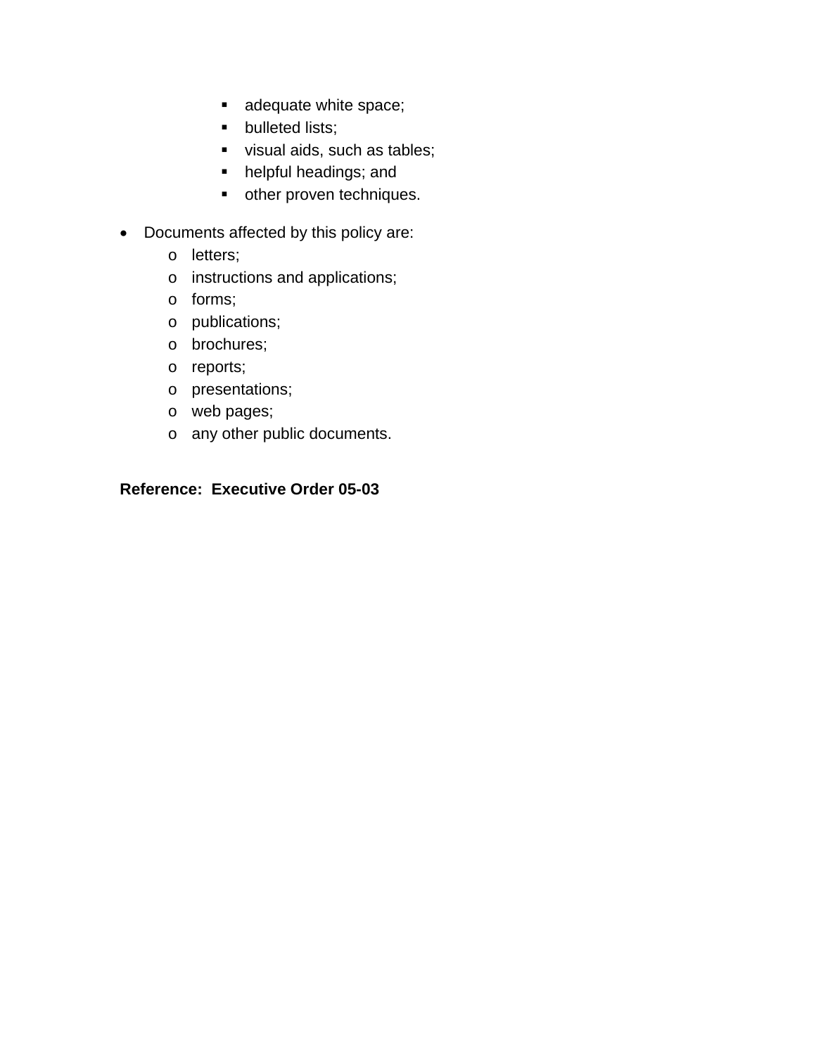- adequate white space;
        - bulleted lists;
        - visual aids, such as tables;
        - helpful headings; and
        - other proven techniques.

- Documents affected by this policy are:
    - letters;
    - instructions and applications;
    - forms;
    - publications;
    - brochures;
    - reports;
    - presentations;
    - web pages;
    - any other public documents.

**Reference: Executive Order 05-03**